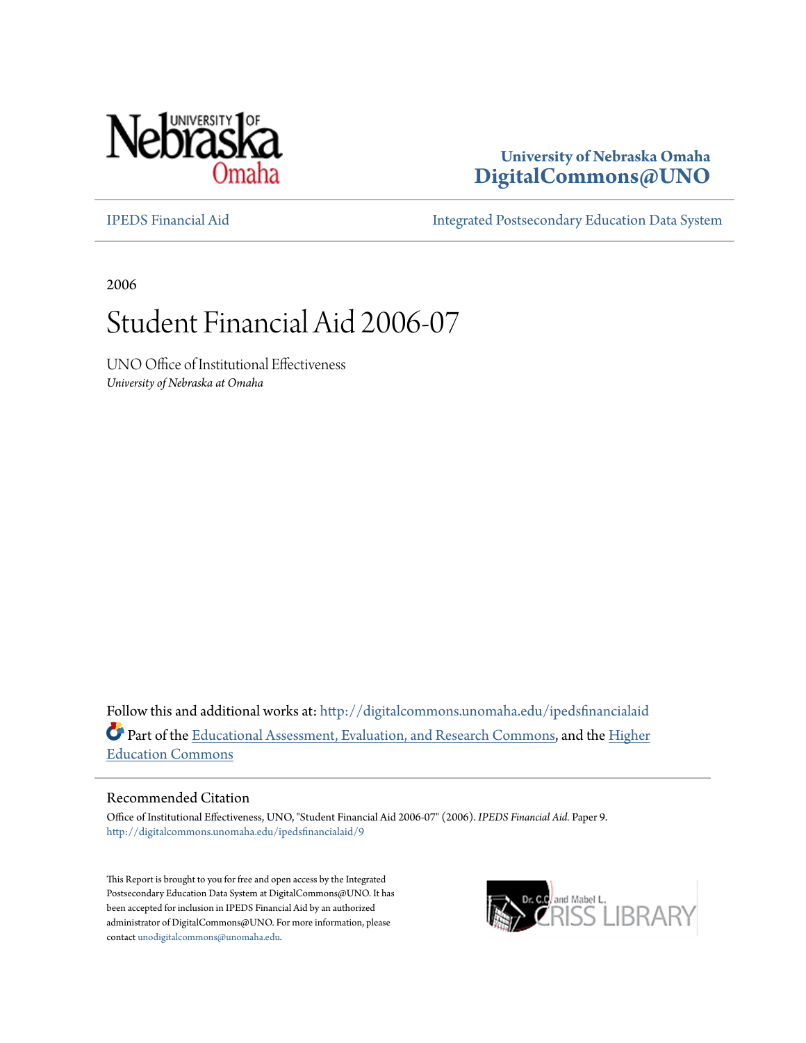University of Nebraska Omaha
**DigitalCommons@UNO**

IPEDS Financial Aid | Integrated Postsecondary Education Data System

2006

# Student Financial Aid 2006-07

UNO Office of Institutional Effectiveness
*University of Nebraska at Omaha*

Follow this and additional works at: http://digitalcommons.unomaha.edu/ipedsfinancialaid

Part of the Educational Assessment, Evaluation, and Research Commons, and the Higher Education Commons

## Recommended Citation

Office of Institutional Effectiveness, UNO, "Student Financial Aid 2006-07" (2006). *IPEDS Financial Aid.* Paper 9.
http://digitalcommons.unomaha.edu/ipedsfinancialaid/9

This Report is brought to you for free and open access by the Integrated Postsecondary Education Data System at DigitalCommons@UNO. It has been accepted for inclusion in IPEDS Financial Aid by an authorized administrator of DigitalCommons@UNO. For more information, please contact unodigitalcommons@unomaha.edu.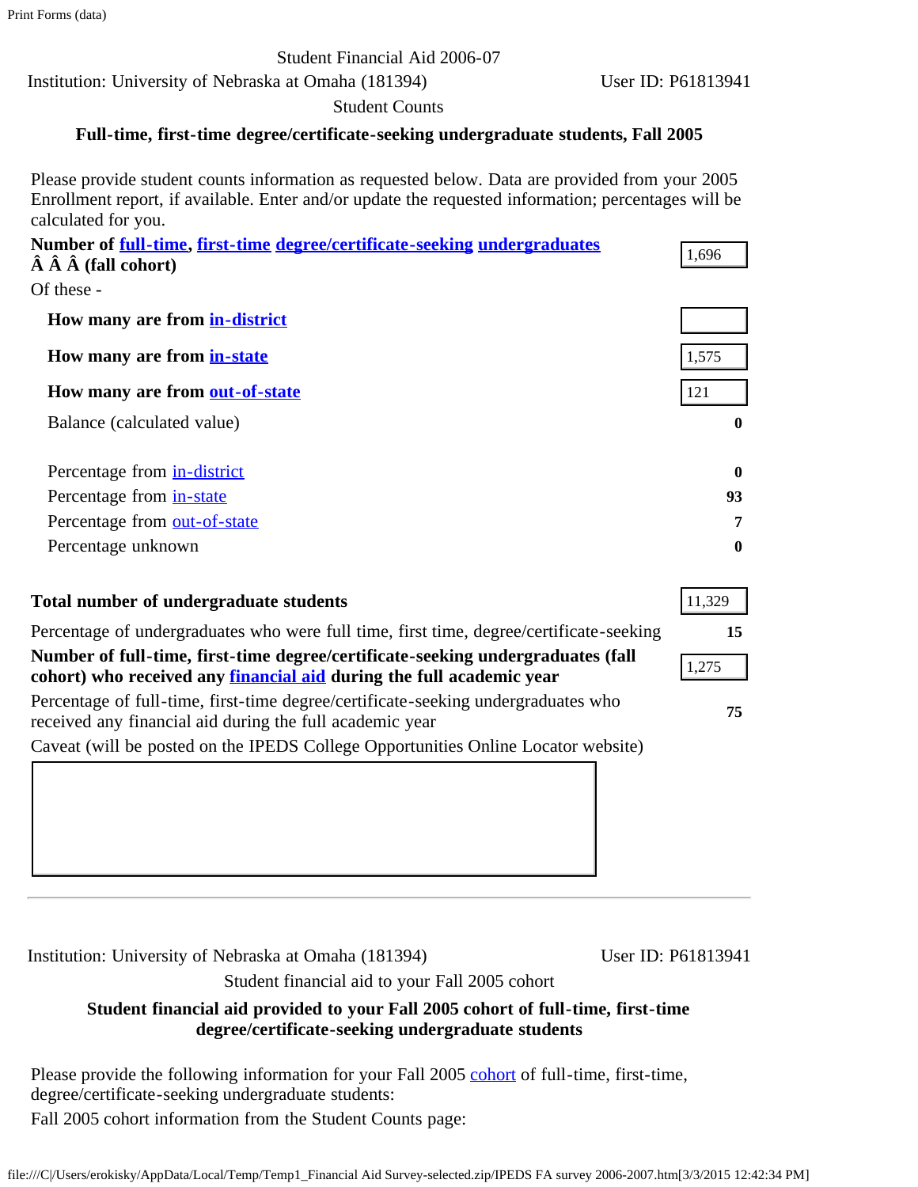Student Financial Aid 2006-07

Institution: University of Nebraska at Omaha (181394) User ID: P61813941

Student Counts

**Full-time, first-time degree/certificate-seeking undergraduate students, Fall 2005**

Please provide student counts information as requested below. Data are provided from your 2005 Enrollment report, if available. Enter and/or update the requested information; percentages will be calculated for you.

| | |
|---|---|
| **Number of full-time, first-time degree/certificate-seeking undergraduates Â Â Â (fall cohort)** | 1,696 |
| Of these - | |
| **How many are from in-district** | |
| **How many are from in-state** | 1,575 |
| **How many are from out-of-state** | 121 |
| Balance (calculated value) | **0** |
| Percentage from in-district | **0** |
| Percentage from in-state | **93** |
| Percentage from out-of-state | **7** |
| Percentage unknown | **0** |
| **Total number of undergraduate students** | 11,329 |
| Percentage of undergraduates who were full time, first time, degree/certificate-seeking | **15** |
| **Number of full-time, first-time degree/certificate-seeking undergraduates (fall cohort) who received any financial aid during the full academic year** | 1,275 |
| Percentage of full-time, first-time degree/certificate-seeking undergraduates who received any financial aid during the full academic year | **75** |

Caveat (will be posted on the IPEDS College Opportunities Online Locator website)

---

Institution: University of Nebraska at Omaha (181394) User ID: P61813941

Student financial aid to your Fall 2005 cohort

**Student financial aid provided to your Fall 2005 cohort of full-time, first-time degree/certificate-seeking undergraduate students**

Please provide the following information for your Fall 2005 cohort of full-time, first-time, degree/certificate-seeking undergraduate students:

Fall 2005 cohort information from the Student Counts page: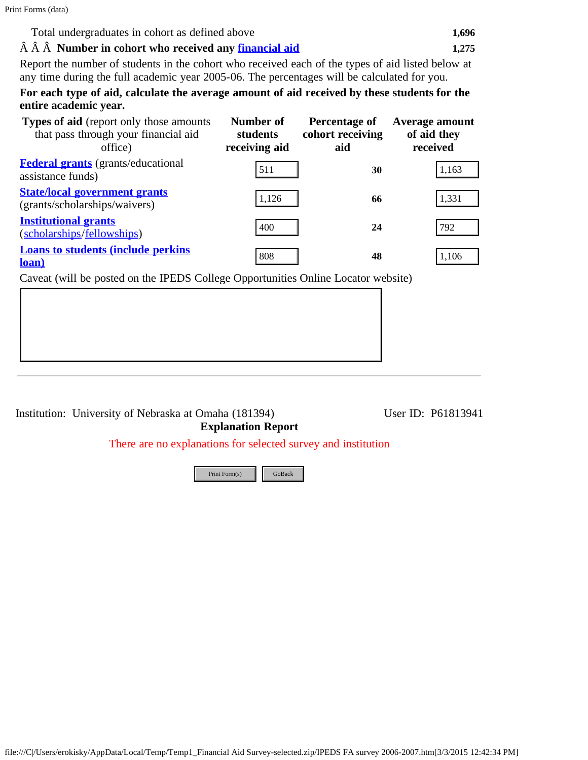Total undergraduates in cohort as defined above **1,696**

Â Â Â **Number in cohort who received any financial aid** **1,275**

Report the number of students in the cohort who received each of the types of aid listed below at any time during the full academic year 2005-06. The percentages will be calculated for you.

**For each type of aid, calculate the average amount of aid received by these students for the entire academic year.**

| **Types of aid** (report only those amounts that pass through your financial aid office) | **Number of students receiving aid** | **Percentage of cohort receiving aid** | **Average amount of aid they received** |
|---|---|---|---|
| **Federal grants** (grants/educational assistance funds) | 511 | **30** | 1,163 |
| **State/local government grants** (grants/scholarships/waivers) | 1,126 | **66** | 1,331 |
| **Institutional grants** (scholarships/fellowships) | 400 | **24** | 792 |
| **Loans to students (include perkins loan)** | 808 | **48** | 1,106 |

Caveat (will be posted on the IPEDS College Opportunities Online Locator website)

---

Institution: University of Nebraska at Omaha (181394) User ID: P61813941

**Explanation Report**

There are no explanations for selected survey and institution

Print Form(s) GoBack